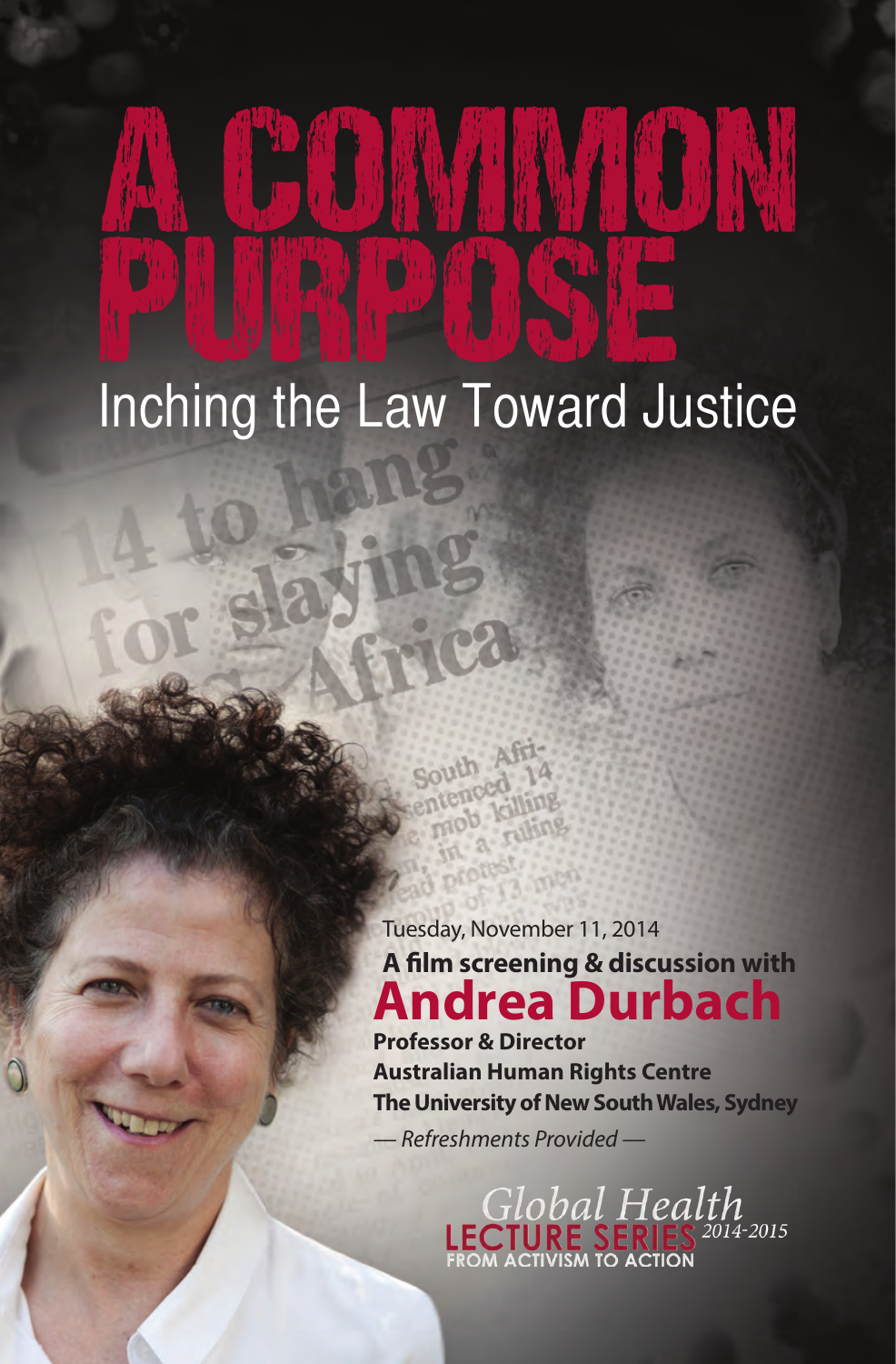# A COMMON PURPOSE

## Inching the Law Toward Justice

Tuesday, November 11, 2014

**A film screening & discussion with**

## Andrea Durbach

**Professor & Director**
**Australian Human Rights Centre**
**The University of New South Wales, Sydney**

*— Refreshments Provided —*

*Global Health*
**LECTURE SERIES** *2014-2015*
**FROM ACTIVISM TO ACTION**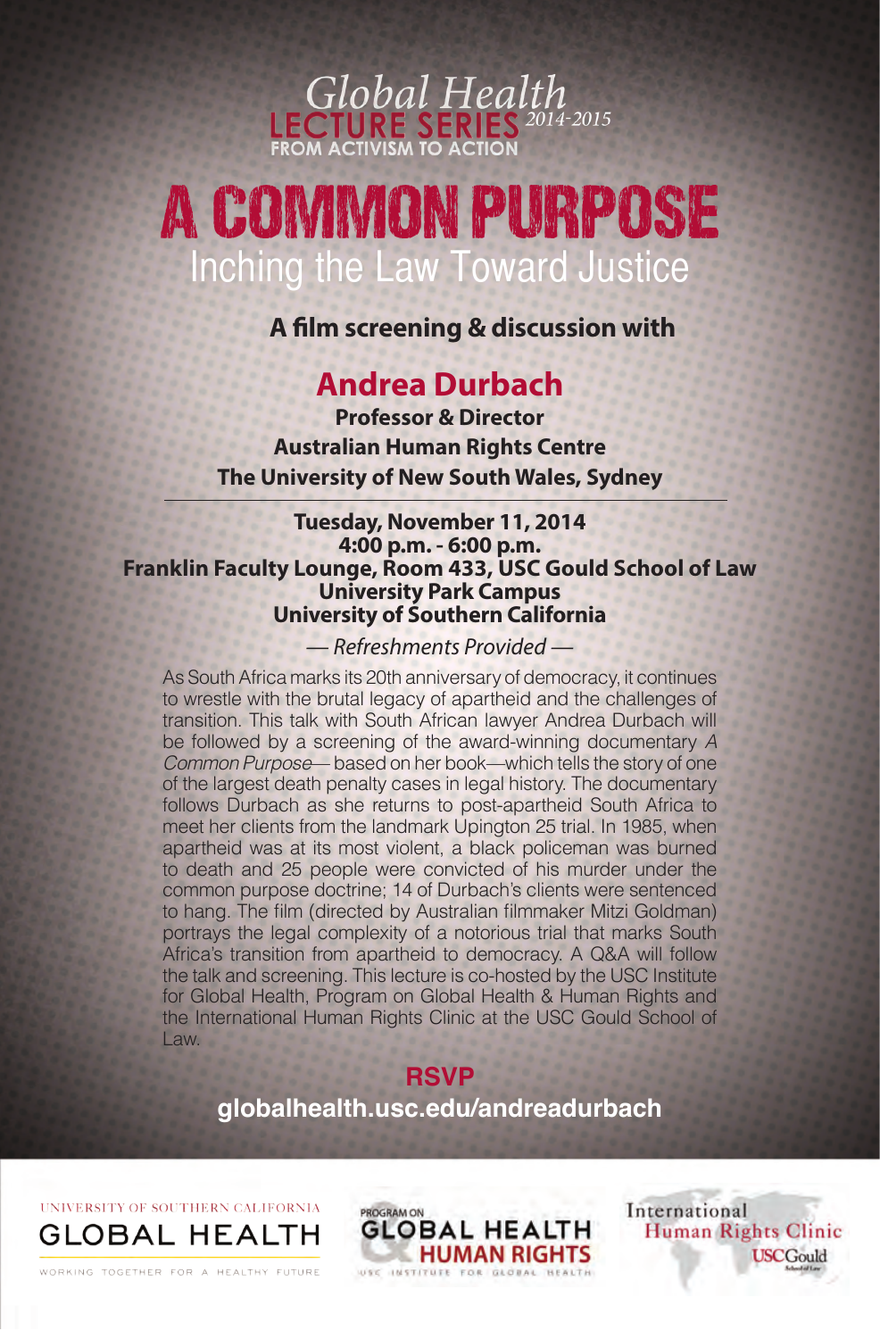Global Health
LECTURE SERIES 2014-2015
FROM ACTIVISM TO ACTION

# A COMMON PURPOSE

## Inching the Law Toward Justice

**A film screening & discussion with**

## Andrea Durbach

**Professor & Director**
**Australian Human Rights Centre**
**The University of New South Wales, Sydney**

---

**Tuesday, November 11, 2014**
**4:00 p.m. - 6:00 p.m.**
**Franklin Faculty Lounge, Room 433, USC Gould School of Law**
**University Park Campus**
**University of Southern California**

*— Refreshments Provided —*

As South Africa marks its 20th anniversary of democracy, it continues to wrestle with the brutal legacy of apartheid and the challenges of transition. This talk with South African lawyer Andrea Durbach will be followed by a screening of the award-winning documentary *A Common Purpose*— based on her book—which tells the story of one of the largest death penalty cases in legal history. The documentary follows Durbach as she returns to post-apartheid South Africa to meet her clients from the landmark Upington 25 trial. In 1985, when apartheid was at its most violent, a black policeman was burned to death and 25 people were convicted of his murder under the common purpose doctrine; 14 of Durbach's clients were sentenced to hang. The film (directed by Australian filmmaker Mitzi Goldman) portrays the legal complexity of a notorious trial that marks South Africa's transition from apartheid to democracy. A Q&A will follow the talk and screening. This lecture is co-hosted by the USC Institute for Global Health, Program on Global Health & Human Rights and the International Human Rights Clinic at the USC Gould School of Law.

**RSVP**

**globalhealth.usc.edu/andreadurbach**

UNIVERSITY OF SOUTHERN CALIFORNIA
GLOBAL HEALTH
WORKING TOGETHER FOR A HEALTHY FUTURE

PROGRAM ON
GLOBAL HEALTH
HUMAN RIGHTS
USC INSTITUTE FOR GLOBAL HEALTH

International
Human Rights Clinic
USCGould